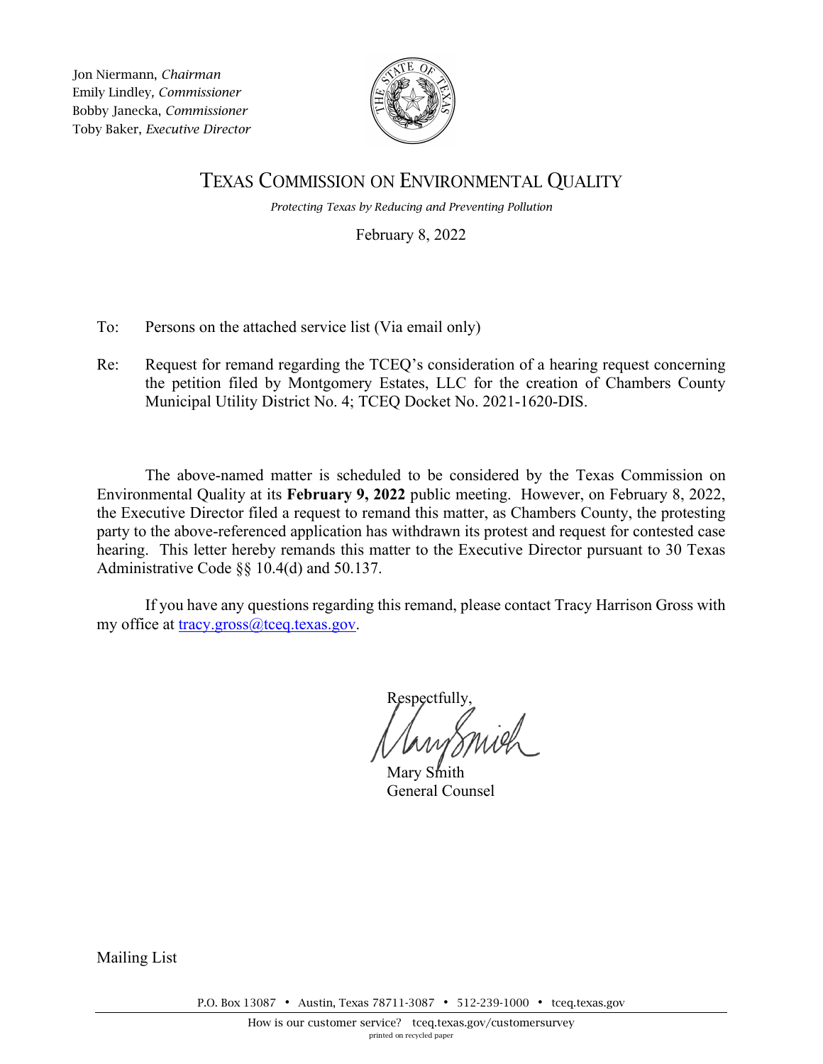Jon Niermann, *Chairman*
Emily Lindley, *Commissioner*
Bobby Janecka, *Commissioner*
Toby Baker, *Executive Director*

# TEXAS COMMISSION ON ENVIRONMENTAL QUALITY

*Protecting Texas by Reducing and Preventing Pollution*

February 8, 2022

To: Persons on the attached service list (Via email only)

Re: Request for remand regarding the TCEQ's consideration of a hearing request concerning the petition filed by Montgomery Estates, LLC for the creation of Chambers County Municipal Utility District No. 4; TCEQ Docket No. 2021-1620-DIS.

The above-named matter is scheduled to be considered by the Texas Commission on Environmental Quality at its **February 9, 2022** public meeting. However, on February 8, 2022, the Executive Director filed a request to remand this matter, as Chambers County, the protesting party to the above-referenced application has withdrawn its protest and request for contested case hearing. This letter hereby remands this matter to the Executive Director pursuant to 30 Texas Administrative Code §§ 10.4(d) and 50.137.

If you have any questions regarding this remand, please contact Tracy Harrison Gross with my office at tracy.gross@tceq.texas.gov.

Respectfully,

Mary Smith
General Counsel

Mailing List

P.O. Box 13087 • Austin, Texas 78711-3087 • 512-239-1000 • tceq.texas.gov

How is our customer service? tceq.texas.gov/customersurvey
printed on recycled paper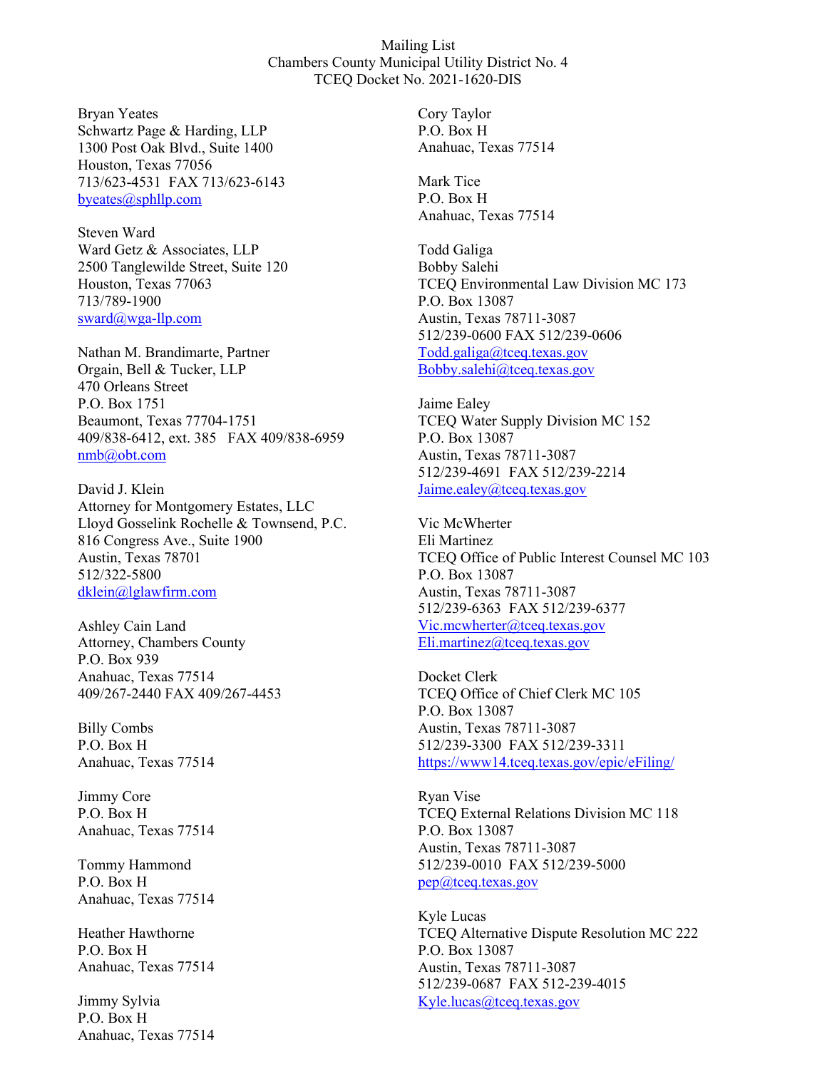Mailing List
Chambers County Municipal Utility District No. 4
TCEQ Docket No. 2021-1620-DIS

Bryan Yeates
Schwartz Page & Harding, LLP
1300 Post Oak Blvd., Suite 1400
Houston, Texas 77056
713/623-4531 FAX 713/623-6143
byeates@sphllp.com

Steven Ward
Ward Getz & Associates, LLP
2500 Tanglewilde Street, Suite 120
Houston, Texas 77063
713/789-1900
sward@wga-llp.com

Nathan M. Brandimarte, Partner
Orgain, Bell & Tucker, LLP
470 Orleans Street
P.O. Box 1751
Beaumont, Texas 77704-1751
409/838-6412, ext. 385 FAX 409/838-6959
nmb@obt.com

David J. Klein
Attorney for Montgomery Estates, LLC
Lloyd Gosselink Rochelle & Townsend, P.C.
816 Congress Ave., Suite 1900
Austin, Texas 78701
512/322-5800
dklein@lglawfirm.com

Ashley Cain Land
Attorney, Chambers County
P.O. Box 939
Anahuac, Texas 77514
409/267-2440 FAX 409/267-4453

Billy Combs
P.O. Box H
Anahuac, Texas 77514

Jimmy Core
P.O. Box H
Anahuac, Texas 77514

Tommy Hammond
P.O. Box H
Anahuac, Texas 77514

Heather Hawthorne
P.O. Box H
Anahuac, Texas 77514

Jimmy Sylvia
P.O. Box H
Anahuac, Texas 77514

Cory Taylor
P.O. Box H
Anahuac, Texas 77514

Mark Tice
P.O. Box H
Anahuac, Texas 77514

Todd Galiga
Bobby Salehi
TCEQ Environmental Law Division MC 173
P.O. Box 13087
Austin, Texas 78711-3087
512/239-0600 FAX 512/239-0606
Todd.galiga@tceq.texas.gov
Bobby.salehi@tceq.texas.gov

Jaime Ealey
TCEQ Water Supply Division MC 152
P.O. Box 13087
Austin, Texas 78711-3087
512/239-4691 FAX 512/239-2214
Jaime.ealey@tceq.texas.gov

Vic McWherter
Eli Martinez
TCEQ Office of Public Interest Counsel MC 103
P.O. Box 13087
Austin, Texas 78711-3087
512/239-6363 FAX 512/239-6377
Vic.mcwherter@tceq.texas.gov
Eli.martinez@tceq.texas.gov

Docket Clerk
TCEQ Office of Chief Clerk MC 105
P.O. Box 13087
Austin, Texas 78711-3087
512/239-3300 FAX 512/239-3311
https://www14.tceq.texas.gov/epic/eFiling/

Ryan Vise
TCEQ External Relations Division MC 118
P.O. Box 13087
Austin, Texas 78711-3087
512/239-0010 FAX 512/239-5000
pep@tceq.texas.gov

Kyle Lucas
TCEQ Alternative Dispute Resolution MC 222
P.O. Box 13087
Austin, Texas 78711-3087
512/239-0687 FAX 512-239-4015
Kyle.lucas@tceq.texas.gov